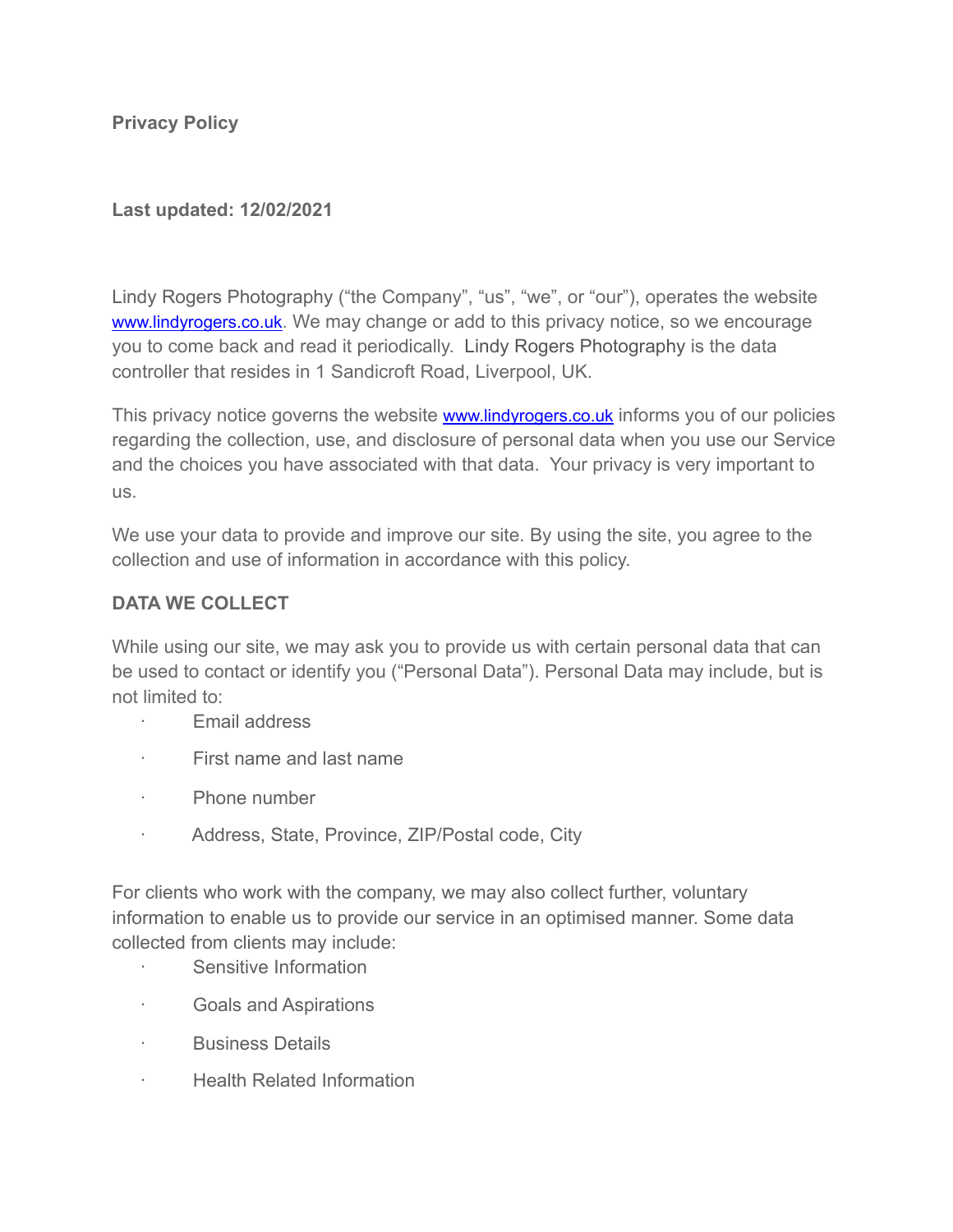**Privacy Policy**

**Last updated: 12/02/2021**

Lindy Rogers Photography ("the Company", "us", "we", or "our"), operates the website www.lindyrogers.co.uk. We may change or add to this privacy notice, so we encourage you to come back and read it periodically. Lindy Rogers Photography is the data controller that resides in 1 Sandicroft Road, Liverpool, UK.

This privacy notice governs the website www.lindyrogers.co.uk informs you of our policies regarding the collection, use, and disclosure of personal data when you use our Service and the choices you have associated with that data. Your privacy is very important to us.

We use your data to provide and improve our site. By using the site, you agree to the collection and use of information in accordance with this policy.

**DATA WE COLLECT**

While using our site, we may ask you to provide us with certain personal data that can be used to contact or identify you ("Personal Data"). Personal Data may include, but is not limited to:

- Email address
- First name and last name
- Phone number
- Address, State, Province, ZIP/Postal code, City

For clients who work with the company, we may also collect further, voluntary information to enable us to provide our service in an optimised manner. Some data collected from clients may include:

- Sensitive Information
- Goals and Aspirations
- Business Details
- Health Related Information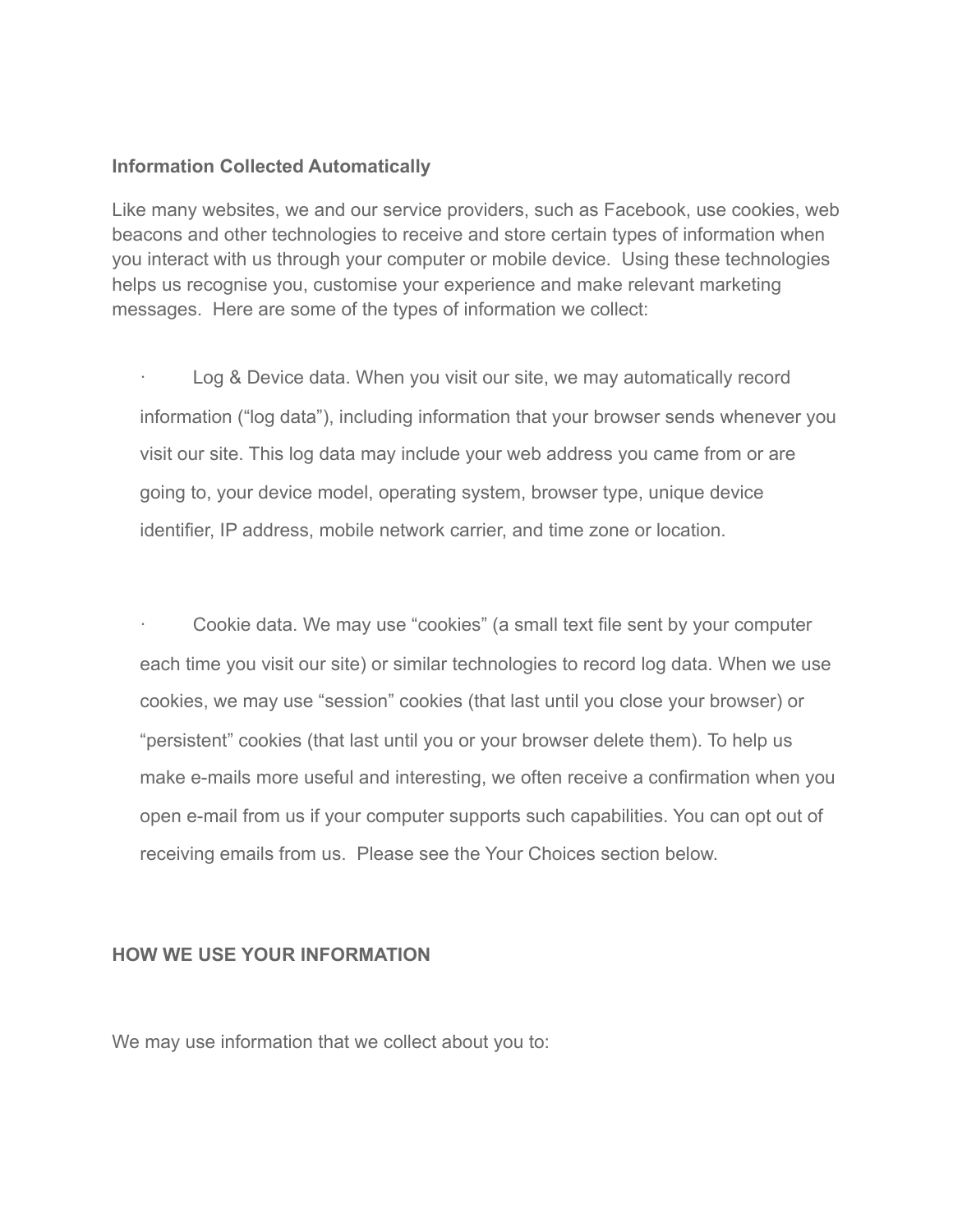**Information Collected Automatically**

Like many websites, we and our service providers, such as Facebook, use cookies, web beacons and other technologies to receive and store certain types of information when you interact with us through your computer or mobile device. Using these technologies helps us recognise you, customise your experience and make relevant marketing messages. Here are some of the types of information we collect:

- Log & Device data. When you visit our site, we may automatically record information ("log data"), including information that your browser sends whenever you visit our site. This log data may include your web address you came from or are going to, your device model, operating system, browser type, unique device identifier, IP address, mobile network carrier, and time zone or location.

- Cookie data. We may use "cookies" (a small text file sent by your computer each time you visit our site) or similar technologies to record log data. When we use cookies, we may use "session" cookies (that last until you close your browser) or "persistent" cookies (that last until you or your browser delete them). To help us make e-mails more useful and interesting, we often receive a confirmation when you open e-mail from us if your computer supports such capabilities. You can opt out of receiving emails from us. Please see the Your Choices section below.

**HOW WE USE YOUR INFORMATION**

We may use information that we collect about you to: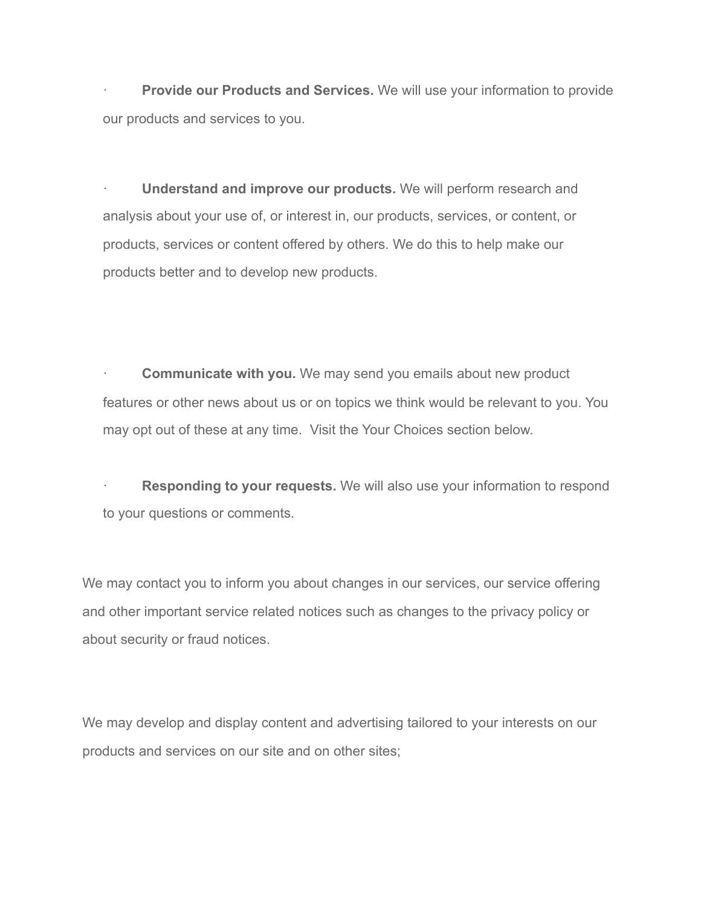- **Provide our Products and Services.** We will use your information to provide our products and services to you.

- **Understand and improve our products.** We will perform research and analysis about your use of, or interest in, our products, services, or content, or products, services or content offered by others. We do this to help make our products better and to develop new products.

- **Communicate with you.** We may send you emails about new product features or other news about us or on topics we think would be relevant to you. You may opt out of these at any time.  Visit the Your Choices section below.

- **Responding to your requests.** We will also use your information to respond to your questions or comments.

We may contact you to inform you about changes in our services, our service offering and other important service related notices such as changes to the privacy policy or about security or fraud notices.

We may develop and display content and advertising tailored to your interests on our products and services on our site and on other sites;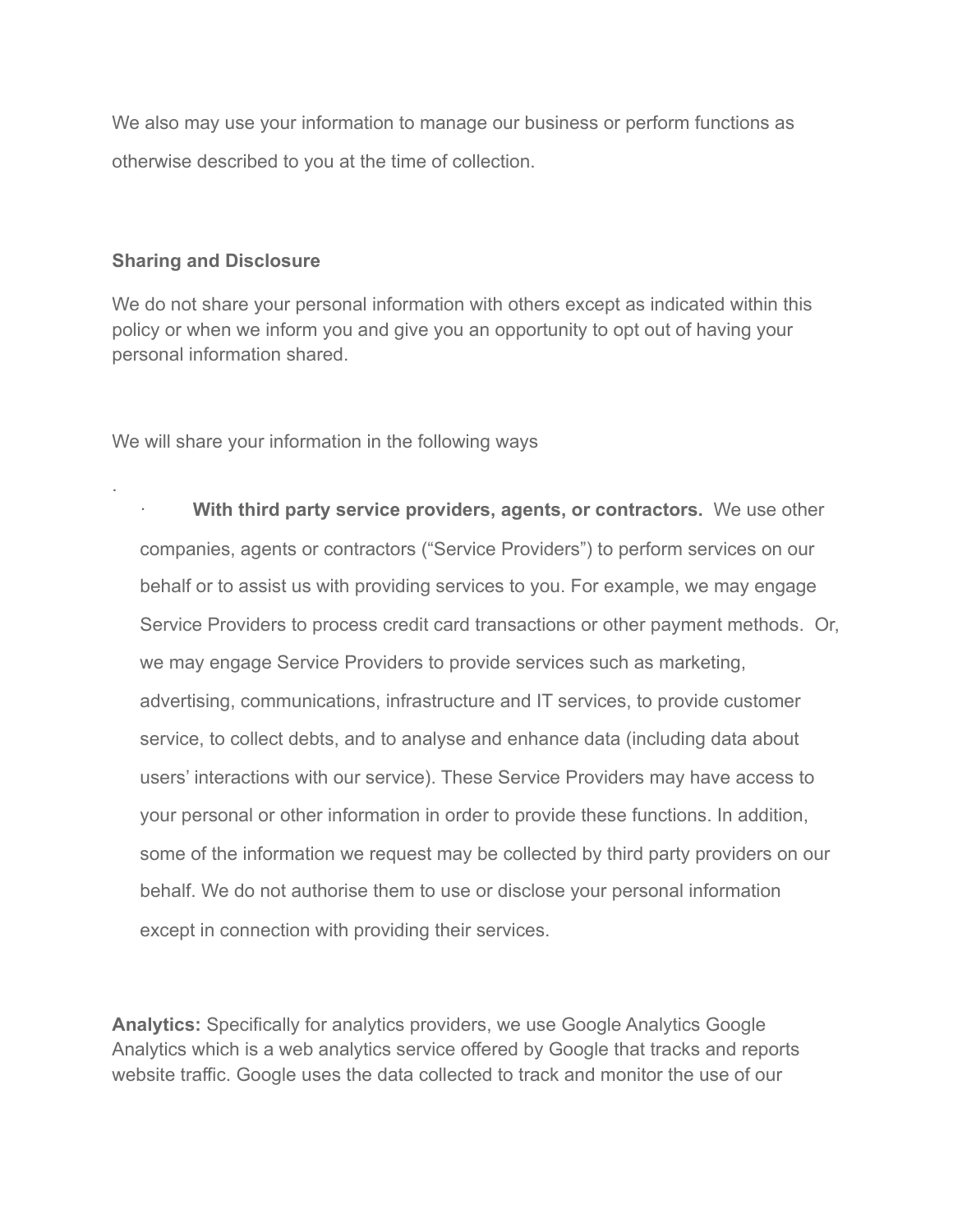We also may use your information to manage our business or perform functions as otherwise described to you at the time of collection.

**Sharing and Disclosure**

We do not share your personal information with others except as indicated within this policy or when we inform you and give you an opportunity to opt out of having your personal information shared.

We will share your information in the following ways

.

- **With third party service providers, agents, or contractors.** We use other companies, agents or contractors ("Service Providers") to perform services on our behalf or to assist us with providing services to you. For example, we may engage Service Providers to process credit card transactions or other payment methods. Or, we may engage Service Providers to provide services such as marketing, advertising, communications, infrastructure and IT services, to provide customer service, to collect debts, and to analyse and enhance data (including data about users' interactions with our service). These Service Providers may have access to your personal or other information in order to provide these functions. In addition, some of the information we request may be collected by third party providers on our behalf. We do not authorise them to use or disclose your personal information except in connection with providing their services.

**Analytics:** Specifically for analytics providers, we use Google Analytics Google Analytics which is a web analytics service offered by Google that tracks and reports website traffic. Google uses the data collected to track and monitor the use of our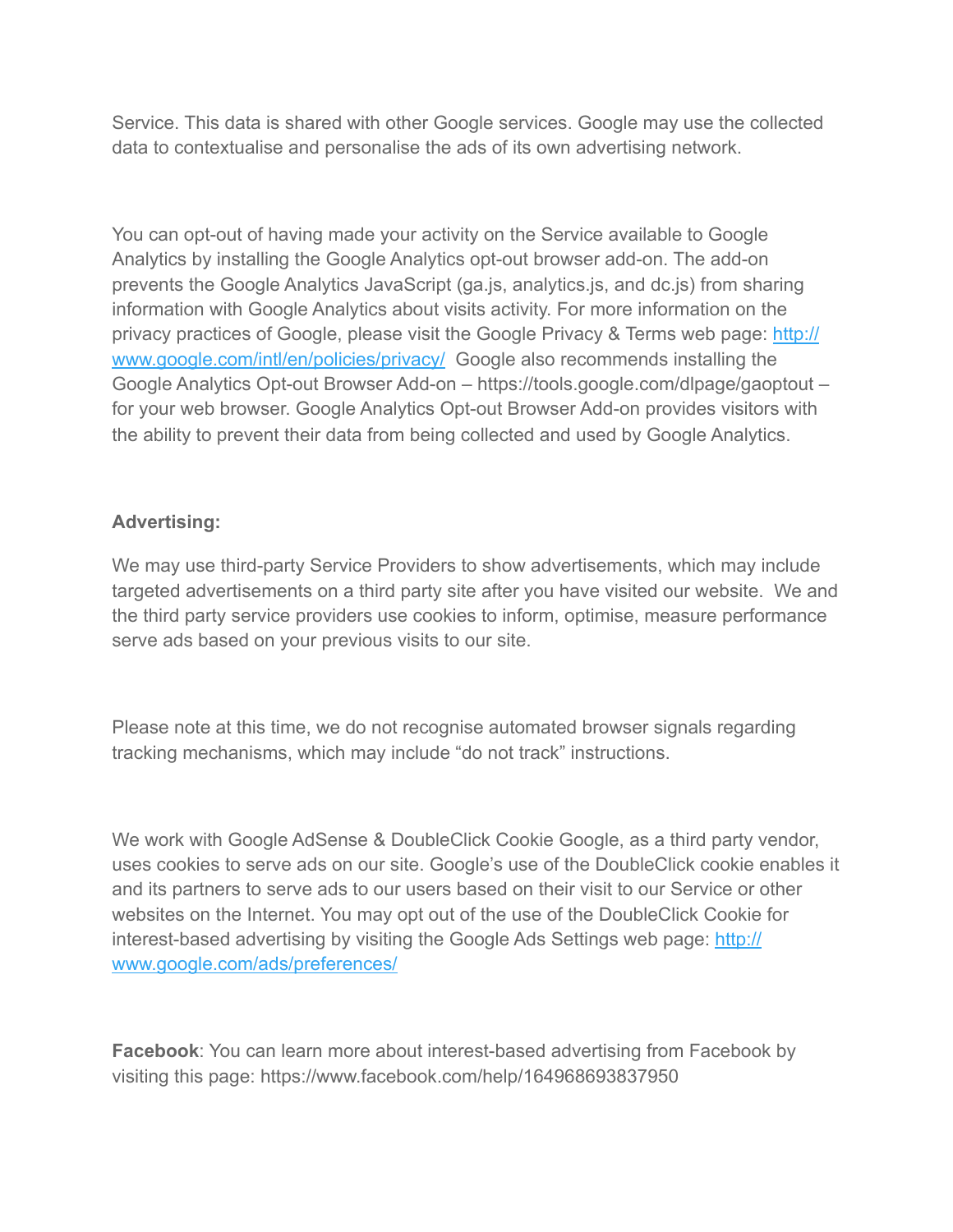Service. This data is shared with other Google services. Google may use the collected data to contextualise and personalise the ads of its own advertising network.

You can opt-out of having made your activity on the Service available to Google Analytics by installing the Google Analytics opt-out browser add-on. The add-on prevents the Google Analytics JavaScript (ga.js, analytics.js, and dc.js) from sharing information with Google Analytics about visits activity. For more information on the privacy practices of Google, please visit the Google Privacy & Terms web page: [http://www.google.com/intl/en/policies/privacy/](http://www.google.com/intl/en/policies/privacy/) Google also recommends installing the Google Analytics Opt-out Browser Add-on – https://tools.google.com/dlpage/gaoptout – for your web browser. Google Analytics Opt-out Browser Add-on provides visitors with the ability to prevent their data from being collected and used by Google Analytics.

**Advertising:**

We may use third-party Service Providers to show advertisements, which may include targeted advertisements on a third party site after you have visited our website. We and the third party service providers use cookies to inform, optimise, measure performance serve ads based on your previous visits to our site.

Please note at this time, we do not recognise automated browser signals regarding tracking mechanisms, which may include "do not track" instructions.

We work with Google AdSense & DoubleClick Cookie Google, as a third party vendor, uses cookies to serve ads on our site. Google's use of the DoubleClick cookie enables it and its partners to serve ads to our users based on their visit to our Service or other websites on the Internet. You may opt out of the use of the DoubleClick Cookie for interest-based advertising by visiting the Google Ads Settings web page: [http://www.google.com/ads/preferences/](http://www.google.com/ads/preferences/)

**Facebook**: You can learn more about interest-based advertising from Facebook by visiting this page: https://www.facebook.com/help/164968693837950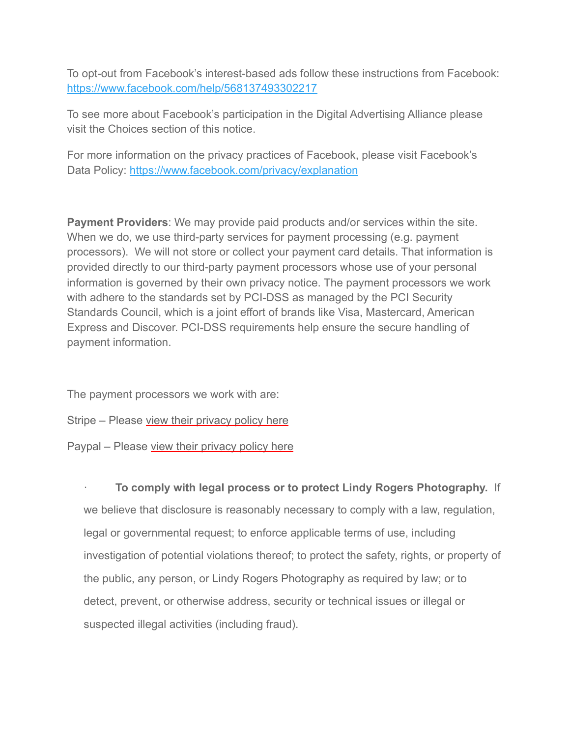To opt-out from Facebook's interest-based ads follow these instructions from Facebook: [https://www.facebook.com/help/568137493302217](https://www.facebook.com/help/568137493302217)

To see more about Facebook's participation in the Digital Advertising Alliance please visit the Choices section of this notice.

For more information on the privacy practices of Facebook, please visit Facebook's Data Policy: [https://www.facebook.com/privacy/explanation](https://www.facebook.com/privacy/explanation)

**Payment Providers**: We may provide paid products and/or services within the site. When we do, we use third-party services for payment processing (e.g. payment processors). We will not store or collect your payment card details. That information is provided directly to our third-party payment processors whose use of your personal information is governed by their own privacy notice. The payment processors we work with adhere to the standards set by PCI-DSS as managed by the PCI Security Standards Council, which is a joint effort of brands like Visa, Mastercard, American Express and Discover. PCI-DSS requirements help ensure the secure handling of payment information.

The payment processors we work with are:

Stripe – Please view their privacy policy here

Paypal – Please view their privacy policy here

- **To comply with legal process or to protect Lindy Rogers Photography.** If we believe that disclosure is reasonably necessary to comply with a law, regulation, legal or governmental request; to enforce applicable terms of use, including investigation of potential violations thereof; to protect the safety, rights, or property of the public, any person, or Lindy Rogers Photography as required by law; or to detect, prevent, or otherwise address, security or technical issues or illegal or suspected illegal activities (including fraud).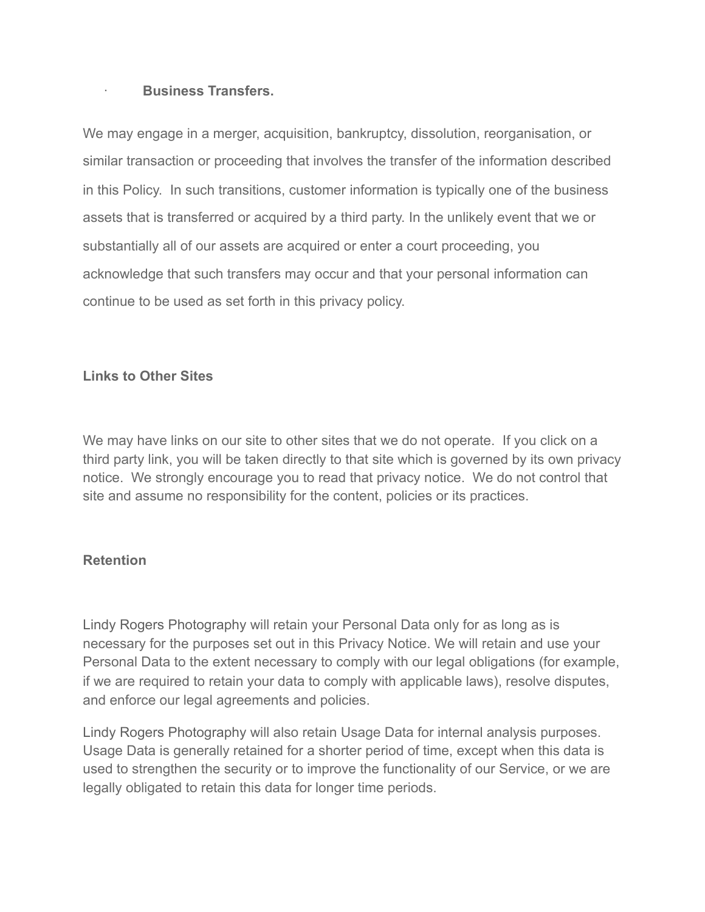- **Business Transfers.**

We may engage in a merger, acquisition, bankruptcy, dissolution, reorganisation, or similar transaction or proceeding that involves the transfer of the information described in this Policy.  In such transitions, customer information is typically one of the business assets that is transferred or acquired by a third party. In the unlikely event that we or substantially all of our assets are acquired or enter a court proceeding, you acknowledge that such transfers may occur and that your personal information can continue to be used as set forth in this privacy policy.

**Links to Other Sites**

We may have links on our site to other sites that we do not operate.  If you click on a third party link, you will be taken directly to that site which is governed by its own privacy notice.  We strongly encourage you to read that privacy notice.  We do not control that site and assume no responsibility for the content, policies or its practices.

**Retention**

Lindy Rogers Photography will retain your Personal Data only for as long as is necessary for the purposes set out in this Privacy Notice. We will retain and use your Personal Data to the extent necessary to comply with our legal obligations (for example, if we are required to retain your data to comply with applicable laws), resolve disputes, and enforce our legal agreements and policies.

Lindy Rogers Photography will also retain Usage Data for internal analysis purposes. Usage Data is generally retained for a shorter period of time, except when this data is used to strengthen the security or to improve the functionality of our Service, or we are legally obligated to retain this data for longer time periods.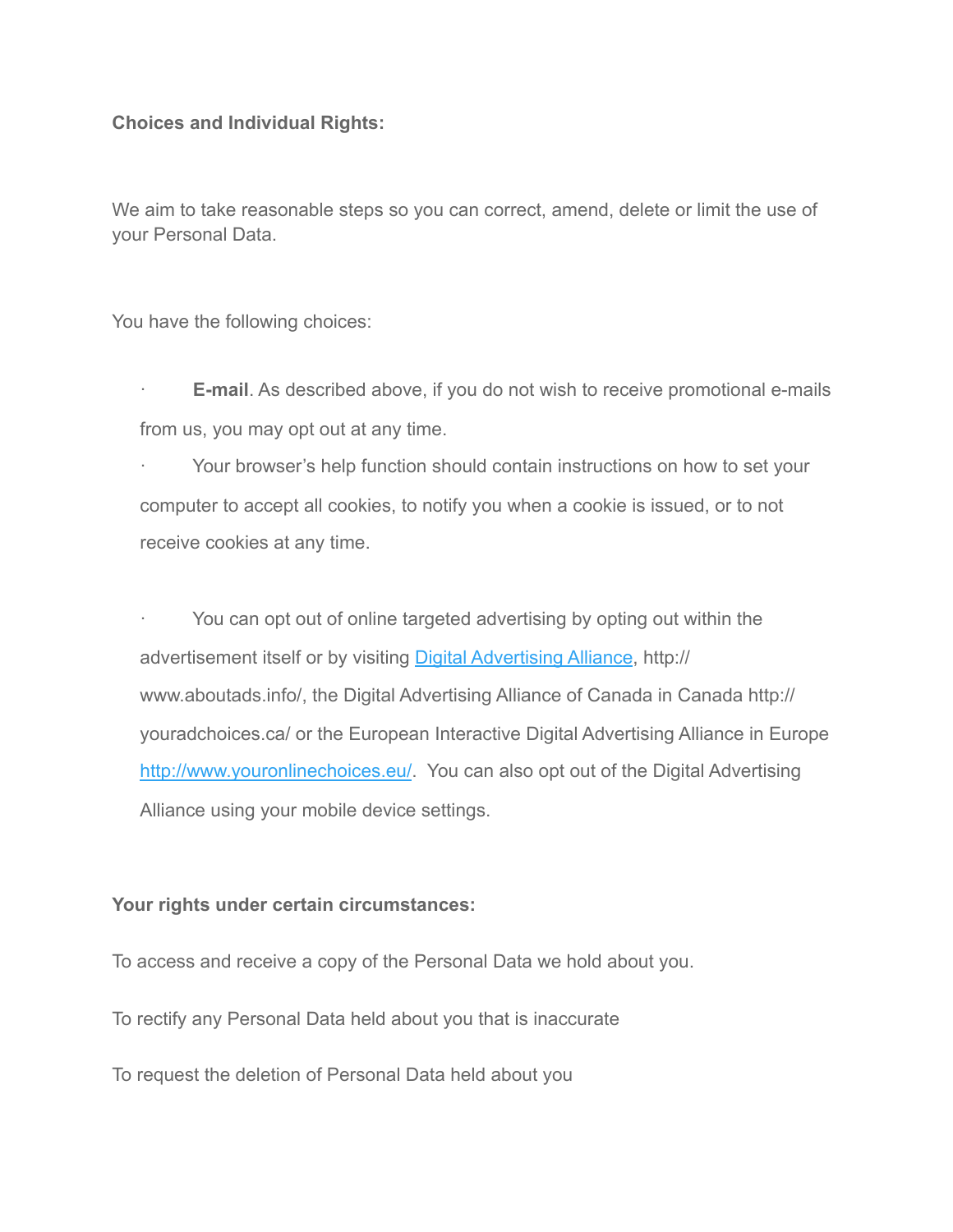**Choices and Individual Rights:**

We aim to take reasonable steps so you can correct, amend, delete or limit the use of your Personal Data.

You have the following choices:

- **E-mail**. As described above, if you do not wish to receive promotional e-mails from us, you may opt out at any time.
- Your browser's help function should contain instructions on how to set your computer to accept all cookies, to notify you when a cookie is issued, or to not receive cookies at any time.
- You can opt out of online targeted advertising by opting out within the advertisement itself or by visiting [Digital Advertising Alliance](http://www.aboutads.info/), http://www.aboutads.info/, the Digital Advertising Alliance of Canada in Canada http://youradchoices.ca/ or the European Interactive Digital Advertising Alliance in Europe [http://www.youronlinechoices.eu/](http://www.youronlinechoices.eu/). You can also opt out of the Digital Advertising Alliance using your mobile device settings.

**Your rights under certain circumstances:**

To access and receive a copy of the Personal Data we hold about you.

To rectify any Personal Data held about you that is inaccurate

To request the deletion of Personal Data held about you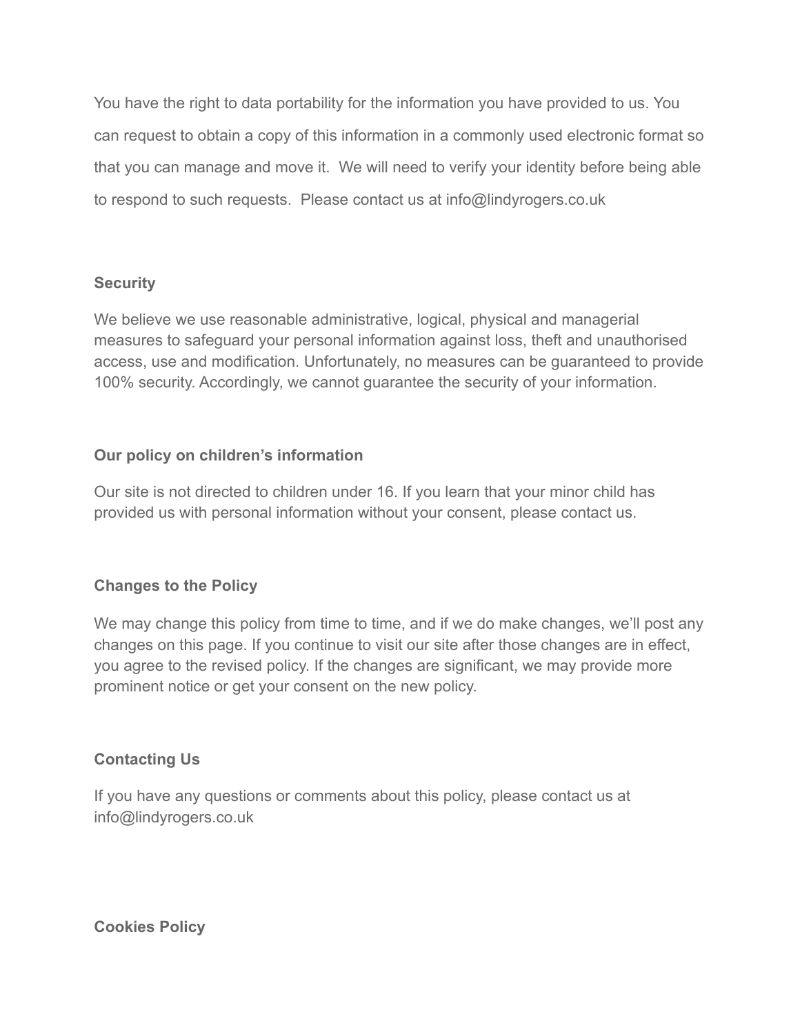You have the right to data portability for the information you have provided to us. You can request to obtain a copy of this information in a commonly used electronic format so that you can manage and move it. We will need to verify your identity before being able to respond to such requests. Please contact us at info@lindyrogers.co.uk

**Security**

We believe we use reasonable administrative, logical, physical and managerial measures to safeguard your personal information against loss, theft and unauthorised access, use and modification. Unfortunately, no measures can be guaranteed to provide 100% security. Accordingly, we cannot guarantee the security of your information.

**Our policy on children's information**

Our site is not directed to children under 16. If you learn that your minor child has provided us with personal information without your consent, please contact us.

**Changes to the Policy**

We may change this policy from time to time, and if we do make changes, we'll post any changes on this page. If you continue to visit our site after those changes are in effect, you agree to the revised policy. If the changes are significant, we may provide more prominent notice or get your consent on the new policy.

**Contacting Us**

If you have any questions or comments about this policy, please contact us at info@lindyrogers.co.uk

**Cookies Policy**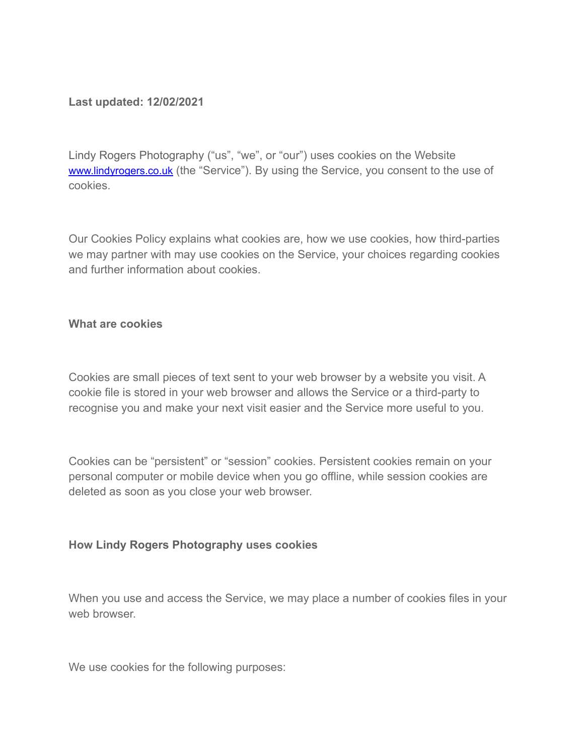**Last updated: 12/02/2021**

Lindy Rogers Photography ("us", "we", or "our") uses cookies on the Website [www.lindyrogers.co.uk](http://www.lindyrogers.co.uk) (the "Service"). By using the Service, you consent to the use of cookies.

Our Cookies Policy explains what cookies are, how we use cookies, how third-parties we may partner with may use cookies on the Service, your choices regarding cookies and further information about cookies.

**What are cookies**

Cookies are small pieces of text sent to your web browser by a website you visit. A cookie file is stored in your web browser and allows the Service or a third-party to recognise you and make your next visit easier and the Service more useful to you.

Cookies can be "persistent" or "session" cookies. Persistent cookies remain on your personal computer or mobile device when you go offline, while session cookies are deleted as soon as you close your web browser.

**How Lindy Rogers Photography uses cookies**

When you use and access the Service, we may place a number of cookies files in your web browser.

We use cookies for the following purposes: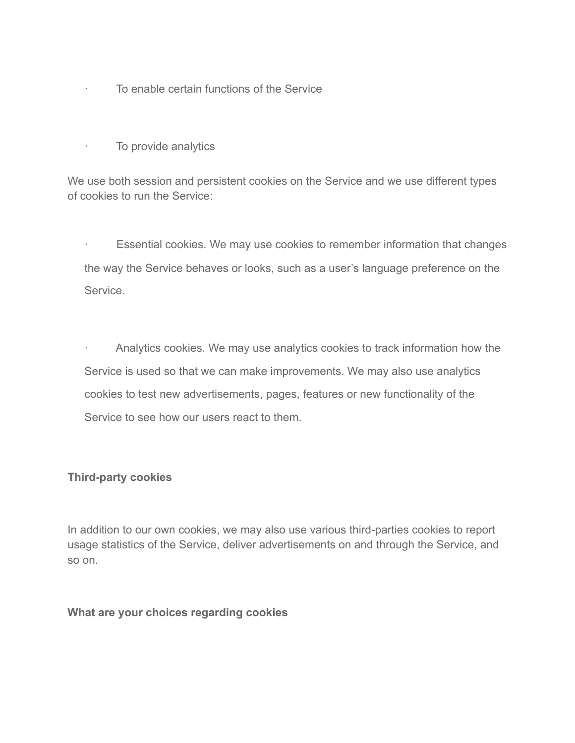- To enable certain functions of the Service

- To provide analytics

We use both session and persistent cookies on the Service and we use different types of cookies to run the Service:

- Essential cookies. We may use cookies to remember information that changes the way the Service behaves or looks, such as a user’s language preference on the Service.

- Analytics cookies. We may use analytics cookies to track information how the Service is used so that we can make improvements. We may also use analytics cookies to test new advertisements, pages, features or new functionality of the Service to see how our users react to them.

**Third-party cookies**

In addition to our own cookies, we may also use various third-parties cookies to report usage statistics of the Service, deliver advertisements on and through the Service, and so on.

**What are your choices regarding cookies**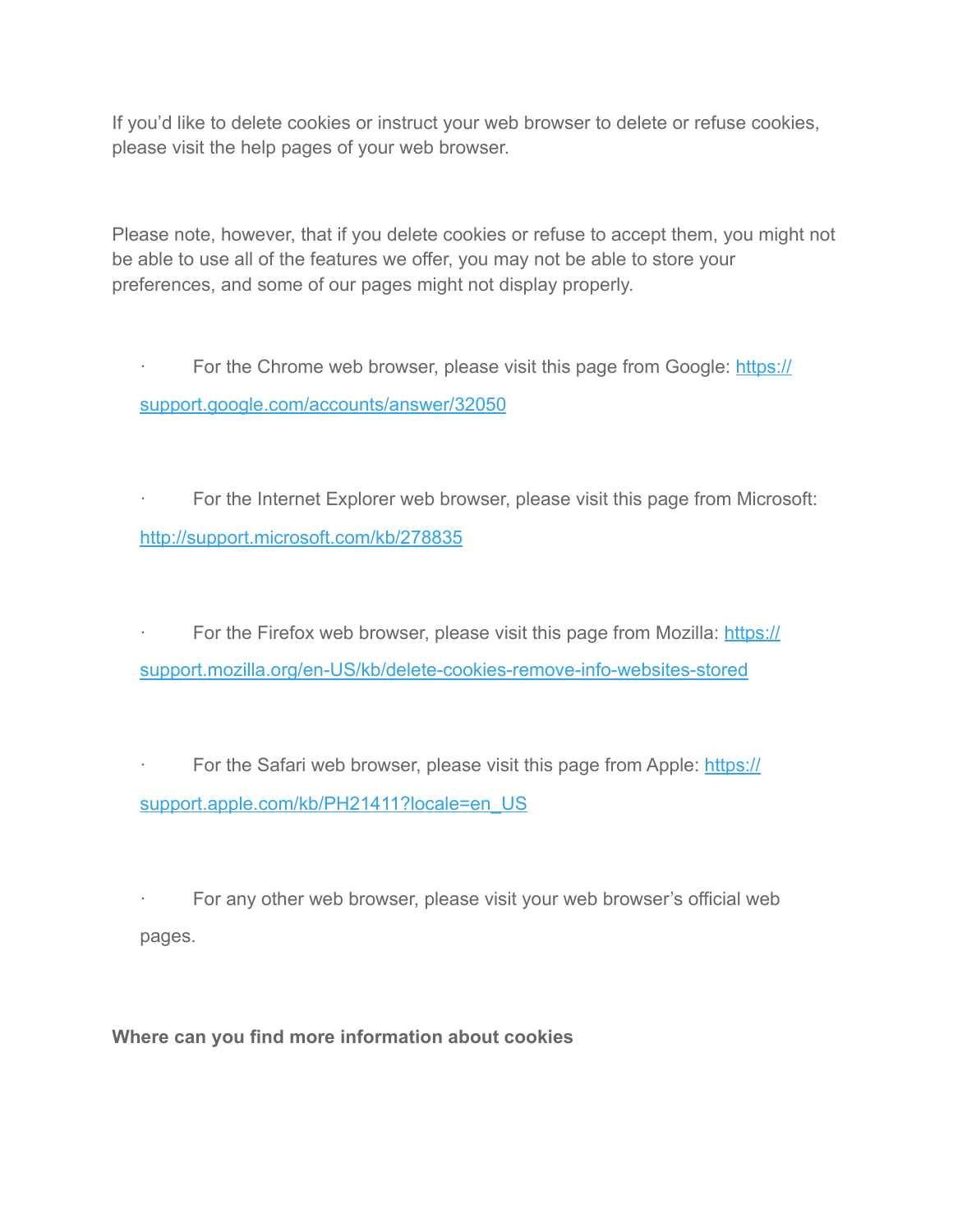If you'd like to delete cookies or instruct your web browser to delete or refuse cookies, please visit the help pages of your web browser.

Please note, however, that if you delete cookies or refuse to accept them, you might not be able to use all of the features we offer, you may not be able to store your preferences, and some of our pages might not display properly.

- For the Chrome web browser, please visit this page from Google: [https://support.google.com/accounts/answer/32050](https://support.google.com/accounts/answer/32050)

- For the Internet Explorer web browser, please visit this page from Microsoft: [http://support.microsoft.com/kb/278835](http://support.microsoft.com/kb/278835)

- For the Firefox web browser, please visit this page from Mozilla: [https://support.mozilla.org/en-US/kb/delete-cookies-remove-info-websites-stored](https://support.mozilla.org/en-US/kb/delete-cookies-remove-info-websites-stored)

- For the Safari web browser, please visit this page from Apple: [https://support.apple.com/kb/PH21411?locale=en_US](https://support.apple.com/kb/PH21411?locale=en_US)

- For any other web browser, please visit your web browser's official web pages.

**Where can you find more information about cookies**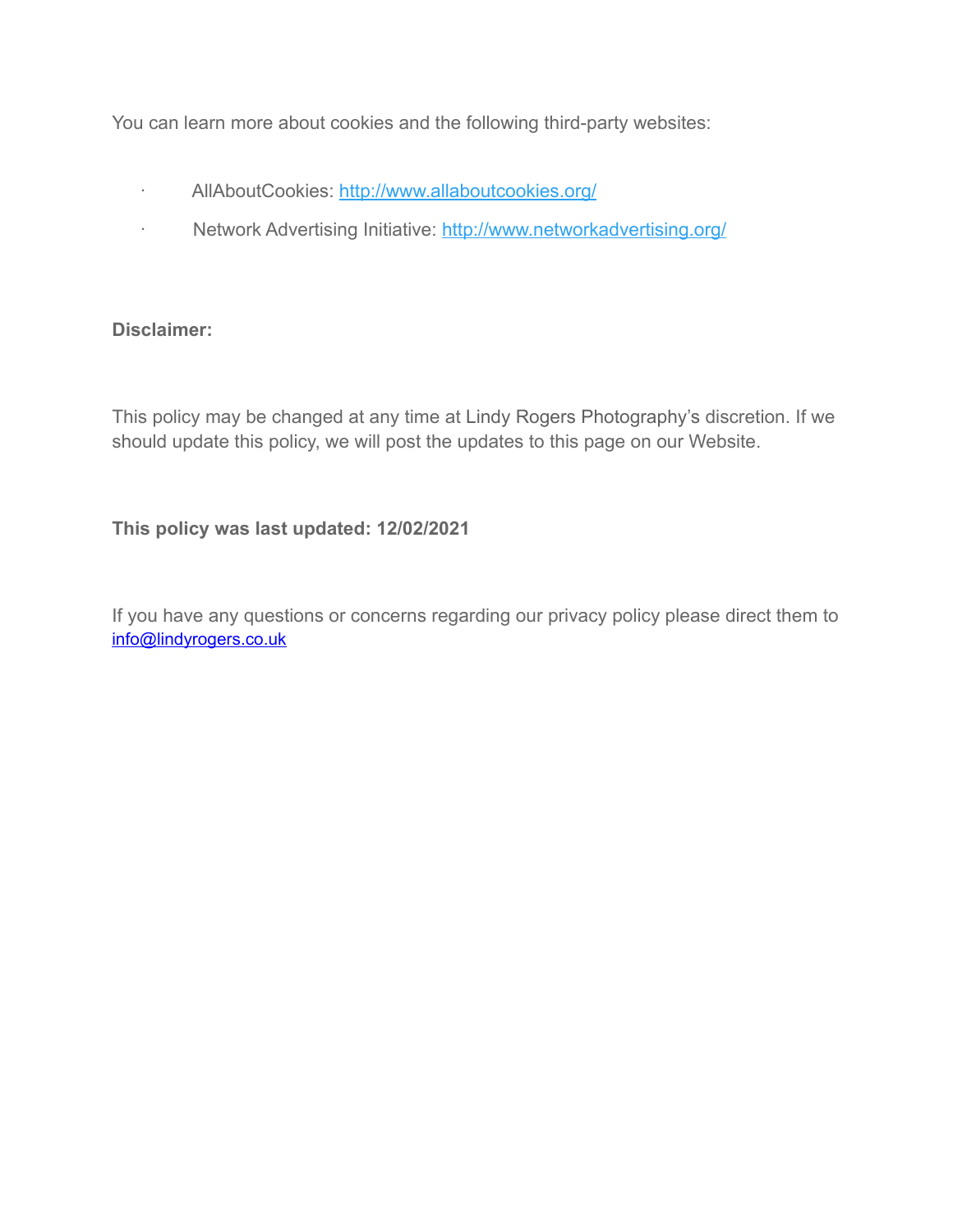You can learn more about cookies and the following third-party websites:

- AllAboutCookies: [http://www.allaboutcookies.org/](http://www.allaboutcookies.org/)
- Network Advertising Initiative: [http://www.networkadvertising.org/](http://www.networkadvertising.org/)

**Disclaimer:**

This policy may be changed at any time at Lindy Rogers Photography's discretion. If we should update this policy, we will post the updates to this page on our Website.

**This policy was last updated: 12/02/2021**

If you have any questions or concerns regarding our privacy policy please direct them to [info@lindyrogers.co.uk](mailto:info@lindyrogers.co.uk)